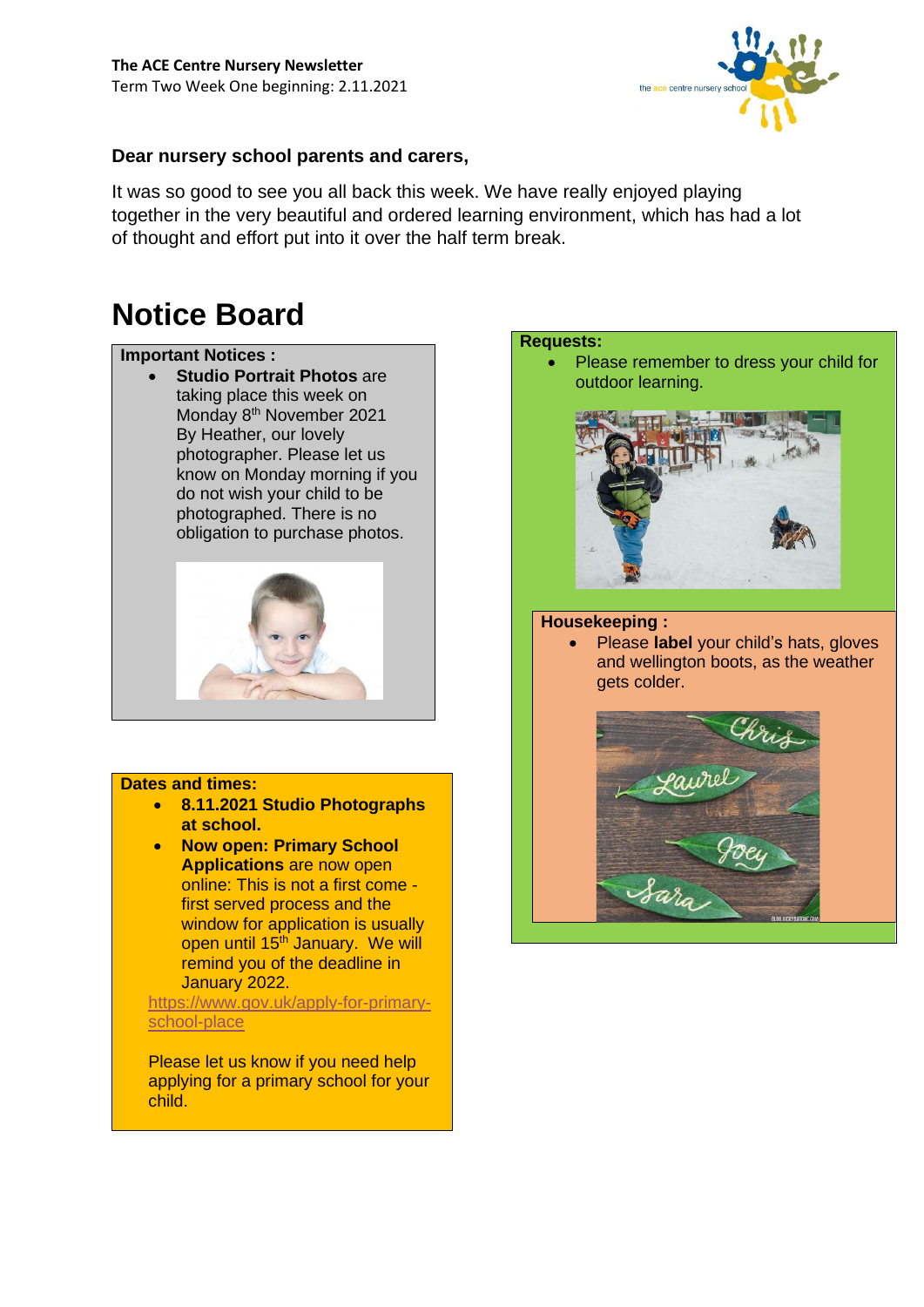**The ACE Centre Nursery Newsletter**
Term Two Week One beginning: 2.11.2021

**Dear nursery school parents and carers,**

It was so good to see you all back this week. We have really enjoyed playing together in the very beautiful and ordered learning environment, which has had a lot of thought and effort put into it over the half term break.

# Notice Board

**Important Notices :**

- **Studio Portrait Photos** are taking place this week on Monday 8th November 2021 By Heather, our lovely photographer. Please let us know on Monday morning if you do not wish your child to be photographed. There is no obligation to purchase photos.

**Dates and times:**

- **8.11.2021 Studio Photographs at school.**
- **Now open: Primary School Applications** are now open online: This is not a first come - first served process and the window for application is usually open until 15th January. We will remind you of the deadline in January 2022.

https://www.gov.uk/apply-for-primary-school-place

Please let us know if you need help applying for a primary school for your child.

**Requests:**

- Please remember to dress your child for outdoor learning.

**Housekeeping :**

- Please **label** your child's hats, gloves and wellington boots, as the weather gets colder.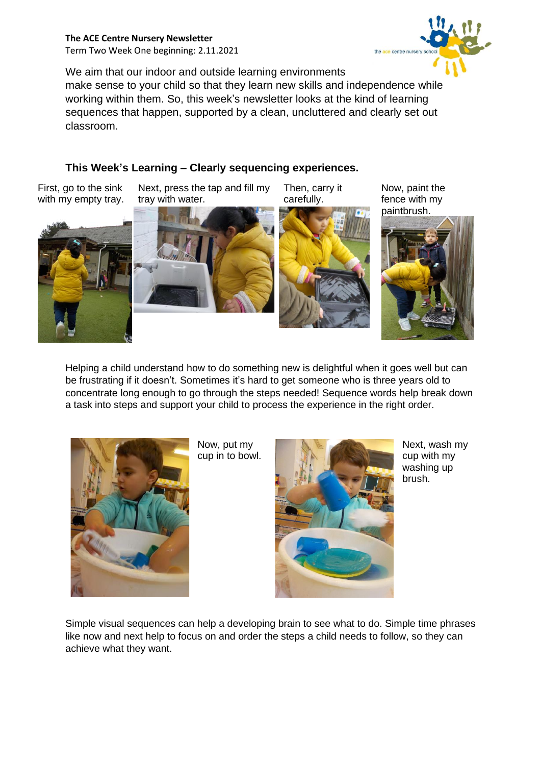**The ACE Centre Nursery Newsletter**
Term Two Week One beginning: 2.11.2021

We aim that our indoor and outside learning environments make sense to your child so that they learn new skills and independence while working within them. So, this week's newsletter looks at the kind of learning sequences that happen, supported by a clean, uncluttered and clearly set out classroom.

## This Week's Learning – Clearly sequencing experiences.

First, go to the sink with my empty tray.

Next, press the tap and fill my tray with water.

Then, carry it carefully.

Now, paint the fence with my paintbrush.

Helping a child understand how to do something new is delightful when it goes well but can be frustrating if it doesn't. Sometimes it's hard to get someone who is three years old to concentrate long enough to go through the steps needed! Sequence words help break down a task into steps and support your child to process the experience in the right order.

Now, put my cup in to bowl.

Next, wash my cup with my washing up brush.

Simple visual sequences can help a developing brain to see what to do. Simple time phrases like now and next help to focus on and order the steps a child needs to follow, so they can achieve what they want.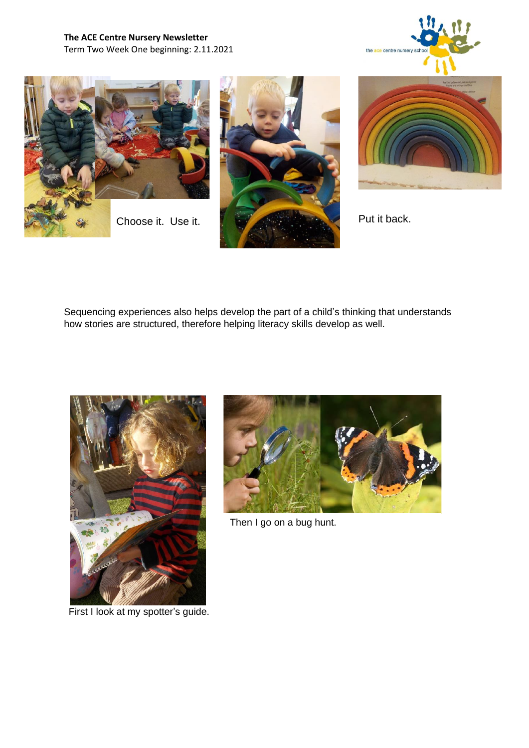**The ACE Centre Nursery Newsletter**
Term Two Week One beginning: 2.11.2021

Choose it. Use it.

Put it back.

Sequencing experiences also helps develop the part of a child's thinking that understands how stories are structured, therefore helping literacy skills develop as well.

First I look at my spotter's guide.

Then I go on a bug hunt.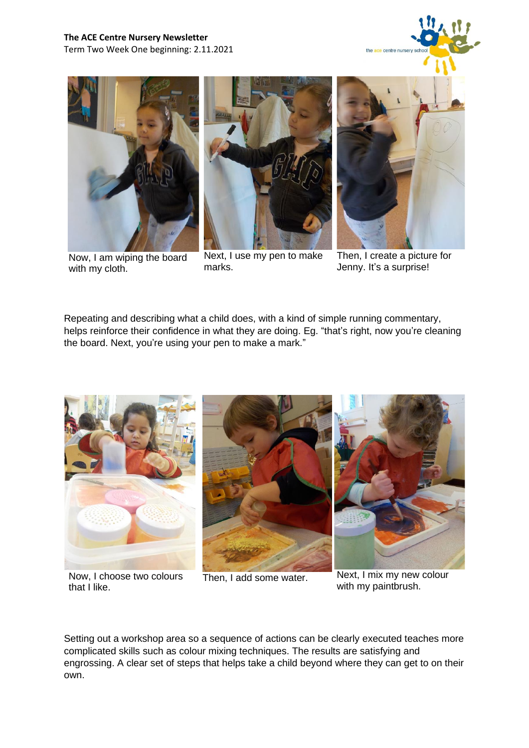**The ACE Centre Nursery Newsletter**
Term Two Week One beginning: 2.11.2021

Now, I am wiping the board with my cloth.

Next, I use my pen to make marks.

Then, I create a picture for Jenny. It's a surprise!

Repeating and describing what a child does, with a kind of simple running commentary, helps reinforce their confidence in what they are doing. Eg. "that's right, now you're cleaning the board. Next, you're using your pen to make a mark."

Now, I choose two colours that I like.

Then, I add some water.

Next, I mix my new colour with my paintbrush.

Setting out a workshop area so a sequence of actions can be clearly executed teaches more complicated skills such as colour mixing techniques. The results are satisfying and engrossing. A clear set of steps that helps take a child beyond where they can get to on their own.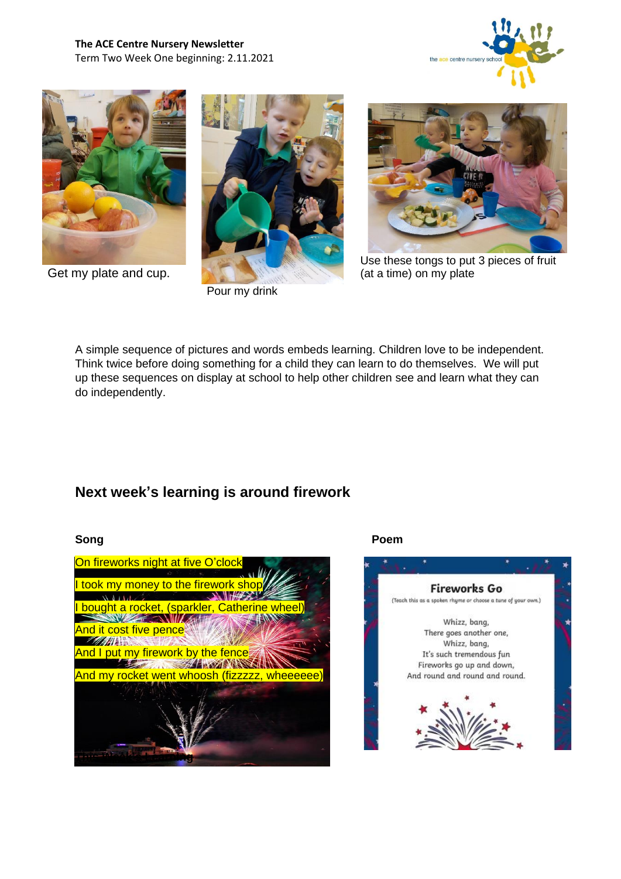**The ACE Centre Nursery Newsletter**
Term Two Week One beginning: 2.11.2021

Get my plate and cup.

Pour my drink

Use these tongs to put 3 pieces of fruit (at a time) on my plate

A simple sequence of pictures and words embeds learning. Children love to be independent. Think twice before doing something for a child they can learn to do themselves. We will put up these sequences on display at school to help other children see and learn what they can do independently.

## Next week's learning is around firework

**Song**

On fireworks night at five O'clock
I took my money to the firework shop
I bought a rocket, (sparkler, Catherine wheel)
And it cost five pence
And I put my firework by the fence
And my rocket went whoosh (fizzzzz, wheeeeee)

**Poem**

**Fireworks Go**

(Teach this as a spoken rhyme or choose a tune of your own.)

Whizz, bang,
There goes another one,
Whizz, bang,
It's such tremendous fun
Fireworks go up and down,
And round and round and round.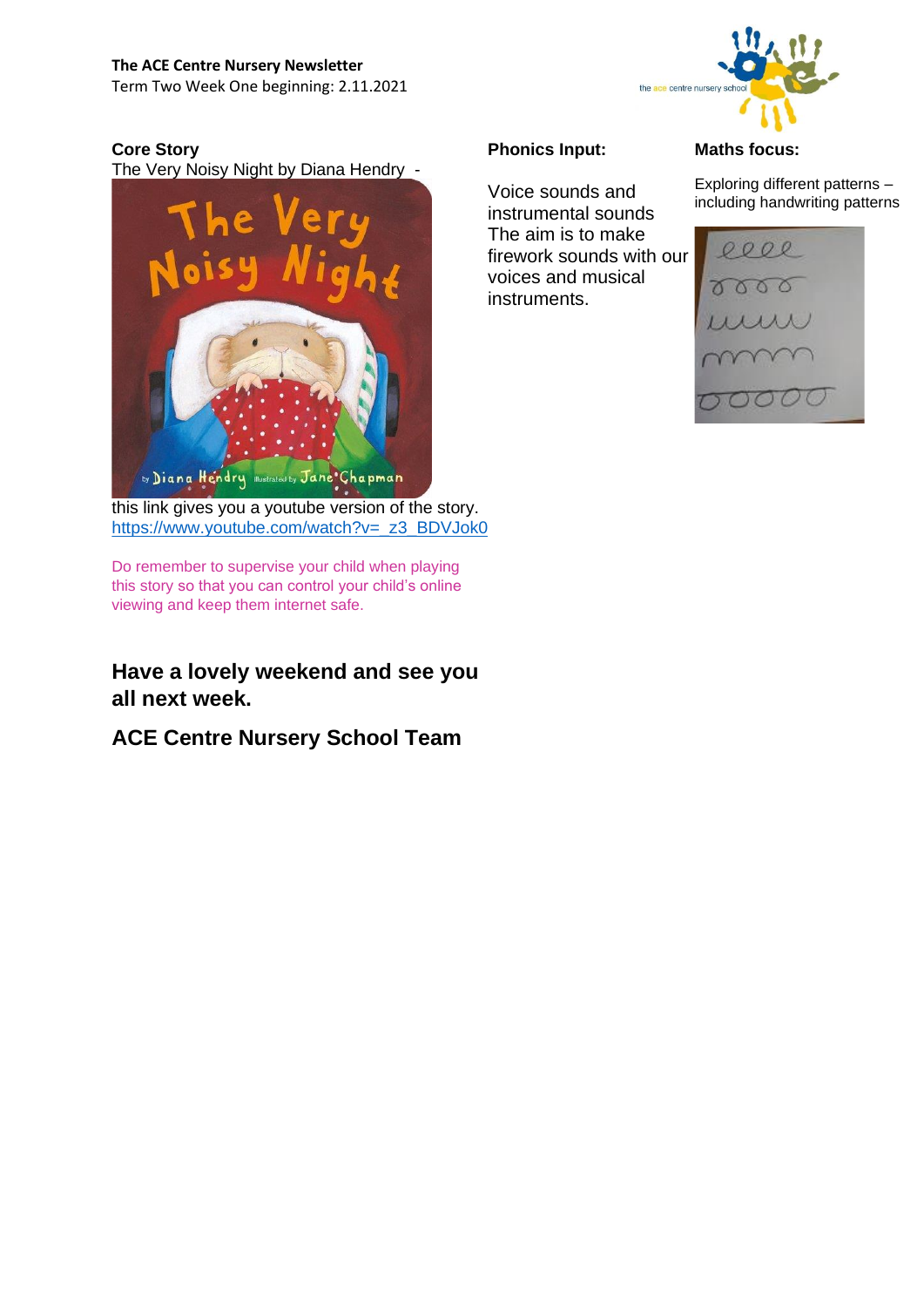**The ACE Centre Nursery Newsletter**
Term Two Week One beginning: 2.11.2021

## Core Story

The Very Noisy Night by Diana Hendry -

this link gives you a youtube version of the story.
https://www.youtube.com/watch?v=_z3_BDVJok0

Do remember to supervise your child when playing this story so that you can control your child's online viewing and keep them internet safe.

## Phonics Input:

Voice sounds and instrumental sounds
The aim is to make firework sounds with our voices and musical instruments.

## Maths focus:

Exploring different patterns – including handwriting patterns

## Have a lovely weekend and see you all next week.

## ACE Centre Nursery School Team